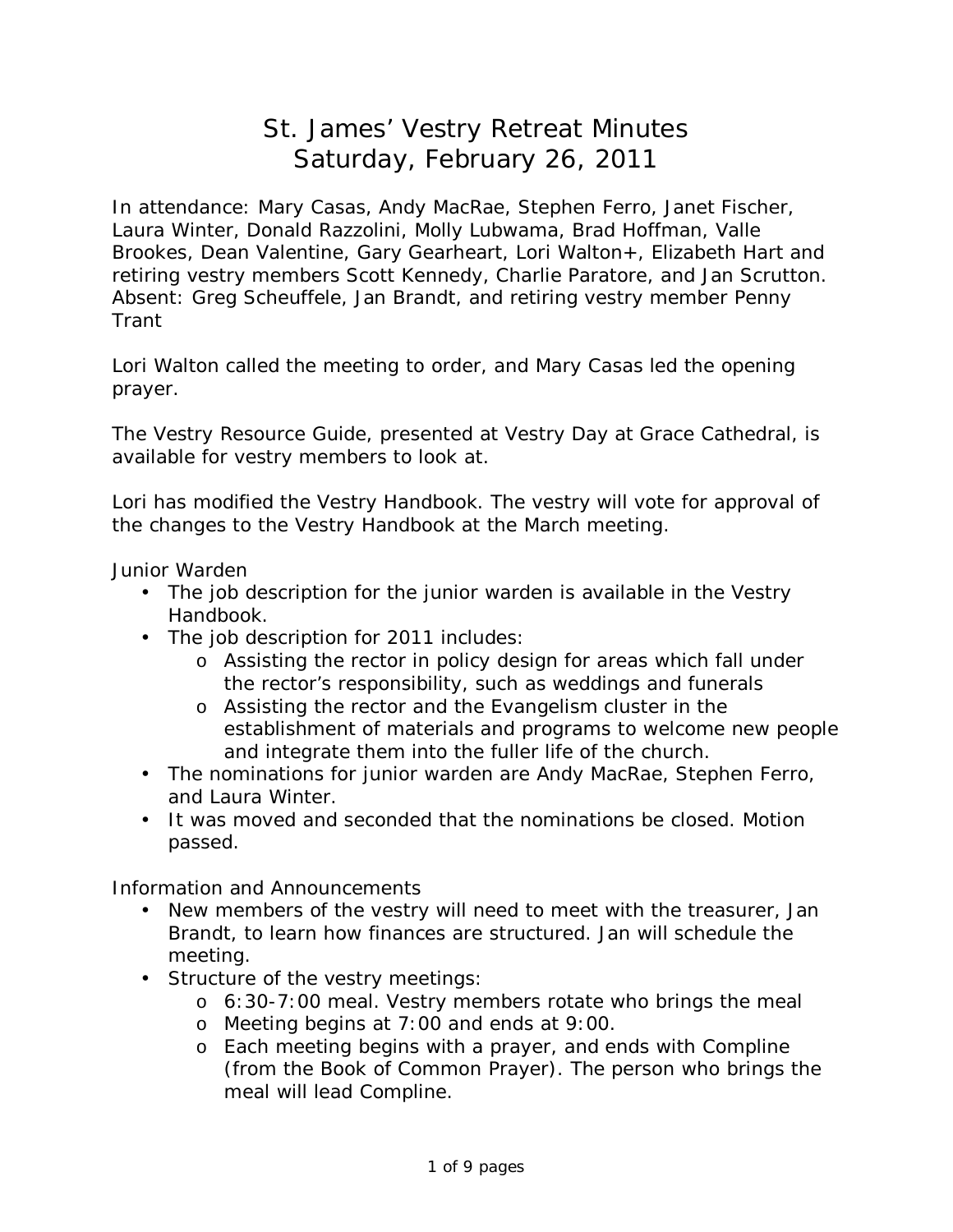# St. James' Vestry Retreat Minutes
# Saturday, February 26, 2011

In attendance: Mary Casas, Andy MacRae, Stephen Ferro, Janet Fischer, Laura Winter, Donald Razzolini, Molly Lubwama, Brad Hoffman, Valle Brookes, Dean Valentine, Gary Gearheart, Lori Walton+, Elizabeth Hart and retiring vestry members Scott Kennedy, Charlie Paratore, and Jan Scrutton. Absent: Greg Scheuffele, Jan Brandt, and retiring vestry member Penny Trant

Lori Walton called the meeting to order, and Mary Casas led the opening prayer.

The Vestry Resource Guide, presented at Vestry Day at Grace Cathedral, is available for vestry members to look at.

Lori has modified the Vestry Handbook. The vestry will vote for approval of the changes to the Vestry Handbook at the March meeting.

Junior Warden

- The job description for the junior warden is available in the Vestry Handbook.
- The job description for 2011 includes:
  - Assisting the rector in policy design for areas which fall under the rector's responsibility, such as weddings and funerals
  - Assisting the rector and the Evangelism cluster in the establishment of materials and programs to welcome new people and integrate them into the fuller life of the church.
- The nominations for junior warden are Andy MacRae, Stephen Ferro, and Laura Winter.
- It was moved and seconded that the nominations be closed. Motion passed.

Information and Announcements

- New members of the vestry will need to meet with the treasurer, Jan Brandt, to learn how finances are structured. Jan will schedule the meeting.
- Structure of the vestry meetings:
  - 6:30-7:00 meal. Vestry members rotate who brings the meal
  - Meeting begins at 7:00 and ends at 9:00.
  - Each meeting begins with a prayer, and ends with Compline (from the Book of Common Prayer). The person who brings the meal will lead Compline.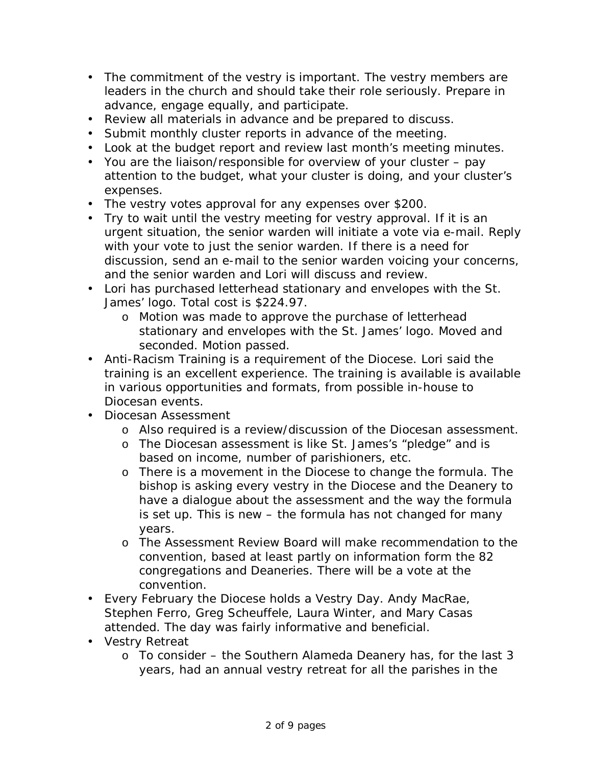- The commitment of the vestry is important. The vestry members are leaders in the church and should take their role seriously. Prepare in advance, engage equally, and participate.
- Review all materials in advance and be prepared to discuss.
- Submit monthly cluster reports in advance of the meeting.
- Look at the budget report and review last month's meeting minutes.
- You are the liaison/responsible for overview of your cluster – pay attention to the budget, what your cluster is doing, and your cluster's expenses.
- The vestry votes approval for any expenses over $200.
- Try to wait until the vestry meeting for vestry approval. If it is an urgent situation, the senior warden will initiate a vote via e-mail. Reply with your vote to just the senior warden. If there is a need for discussion, send an e-mail to the senior warden voicing your concerns, and the senior warden and Lori will discuss and review.
- Lori has purchased letterhead stationary and envelopes with the St. James' logo. Total cost is $224.97.
    - Motion was made to approve the purchase of letterhead stationary and envelopes with the St. James' logo. Moved and seconded. Motion passed.
- Anti-Racism Training is a requirement of the Diocese. Lori said the training is an excellent experience. The training is available is available in various opportunities and formats, from possible in-house to Diocesan events.
- Diocesan Assessment
    - Also required is a review/discussion of the Diocesan assessment.
    - The Diocesan assessment is like St. James's "pledge" and is based on income, number of parishioners, etc.
    - There is a movement in the Diocese to change the formula. The bishop is asking every vestry in the Diocese and the Deanery to have a dialogue about the assessment and the way the formula is set up. This is new – the formula has not changed for many years.
    - The Assessment Review Board will make recommendation to the convention, based at least partly on information form the 82 congregations and Deaneries. There will be a vote at the convention.
- Every February the Diocese holds a Vestry Day. Andy MacRae, Stephen Ferro, Greg Scheuffele, Laura Winter, and Mary Casas attended. The day was fairly informative and beneficial.
- Vestry Retreat
    - To consider – the Southern Alameda Deanery has, for the last 3 years, had an annual vestry retreat for all the parishes in the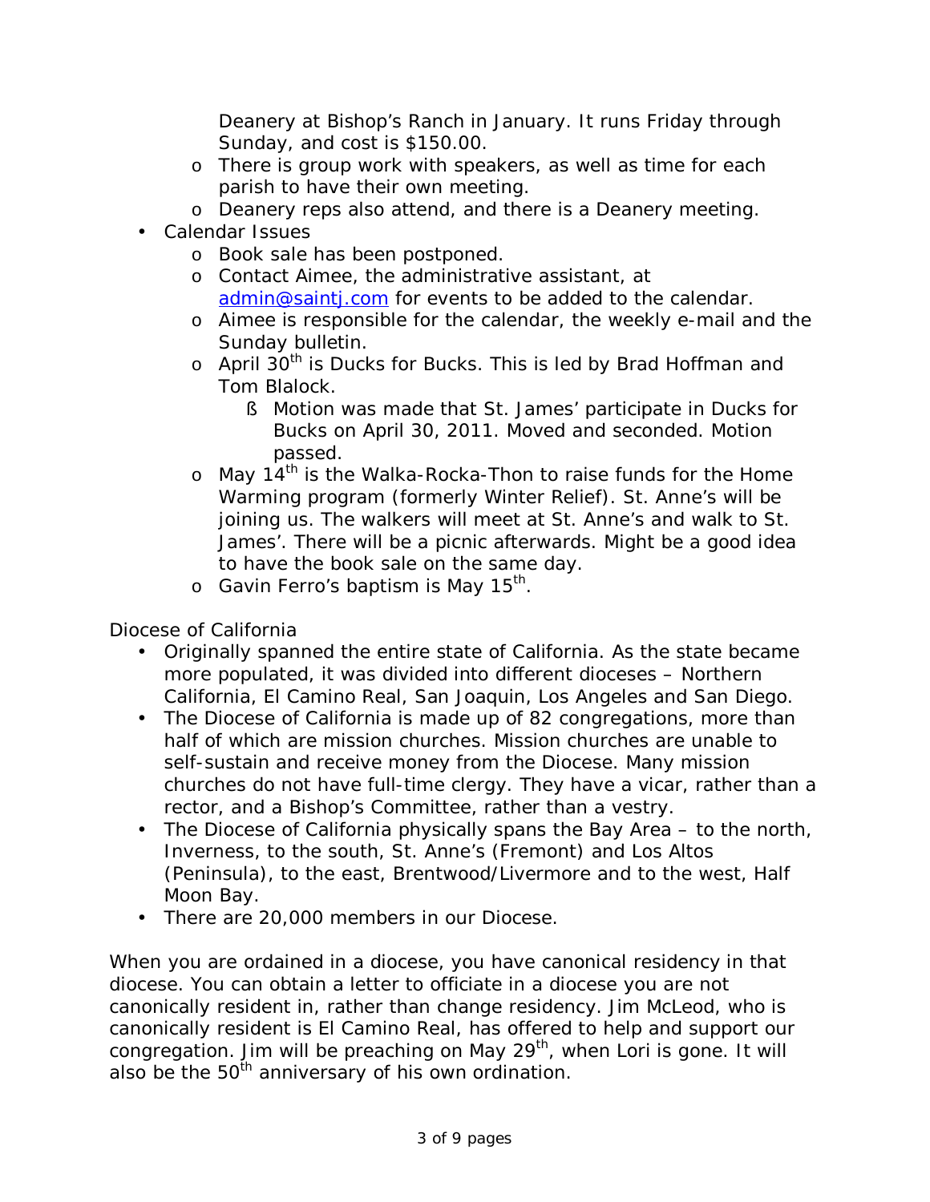- Deanery at Bishop's Ranch in January. It runs Friday through Sunday, and cost is $150.00.
  - There is group work with speakers, as well as time for each parish to have their own meeting.
  - Deanery reps also attend, and there is a Deanery meeting.

- Calendar Issues
  - Book sale has been postponed.
  - Contact Aimee, the administrative assistant, at [admin@saintj.com](mailto:admin@saintj.com) for events to be added to the calendar.
  - Aimee is responsible for the calendar, the weekly e-mail and the Sunday bulletin.
  - April 30th is Ducks for Bucks. This is led by Brad Hoffman and Tom Blalock.
    - Motion was made that St. James' participate in Ducks for Bucks on April 30, 2011. Moved and seconded. Motion passed.
  - May 14th is the Walka-Rocka-Thon to raise funds for the Home Warming program (formerly Winter Relief). St. Anne's will be joining us. The walkers will meet at St. Anne's and walk to St. James'. There will be a picnic afterwards. Might be a good idea to have the book sale on the same day.
  - Gavin Ferro's baptism is May 15th.

Diocese of California

- Originally spanned the entire state of California. As the state became more populated, it was divided into different dioceses – Northern California, El Camino Real, San Joaquin, Los Angeles and San Diego.
- The Diocese of California is made up of 82 congregations, more than half of which are mission churches. Mission churches are unable to self-sustain and receive money from the Diocese. Many mission churches do not have full-time clergy. They have a vicar, rather than a rector, and a Bishop's Committee, rather than a vestry.
- The Diocese of California physically spans the Bay Area – to the north, Inverness, to the south, St. Anne's (Fremont) and Los Altos (Peninsula), to the east, Brentwood/Livermore and to the west, Half Moon Bay.
- There are 20,000 members in our Diocese.

When you are ordained in a diocese, you have canonical residency in that diocese. You can obtain a letter to officiate in a diocese you are not canonically resident in, rather than change residency. Jim McLeod, who is canonically resident is El Camino Real, has offered to help and support our congregation. Jim will be preaching on May 29th, when Lori is gone. It will also be the 50th anniversary of his own ordination.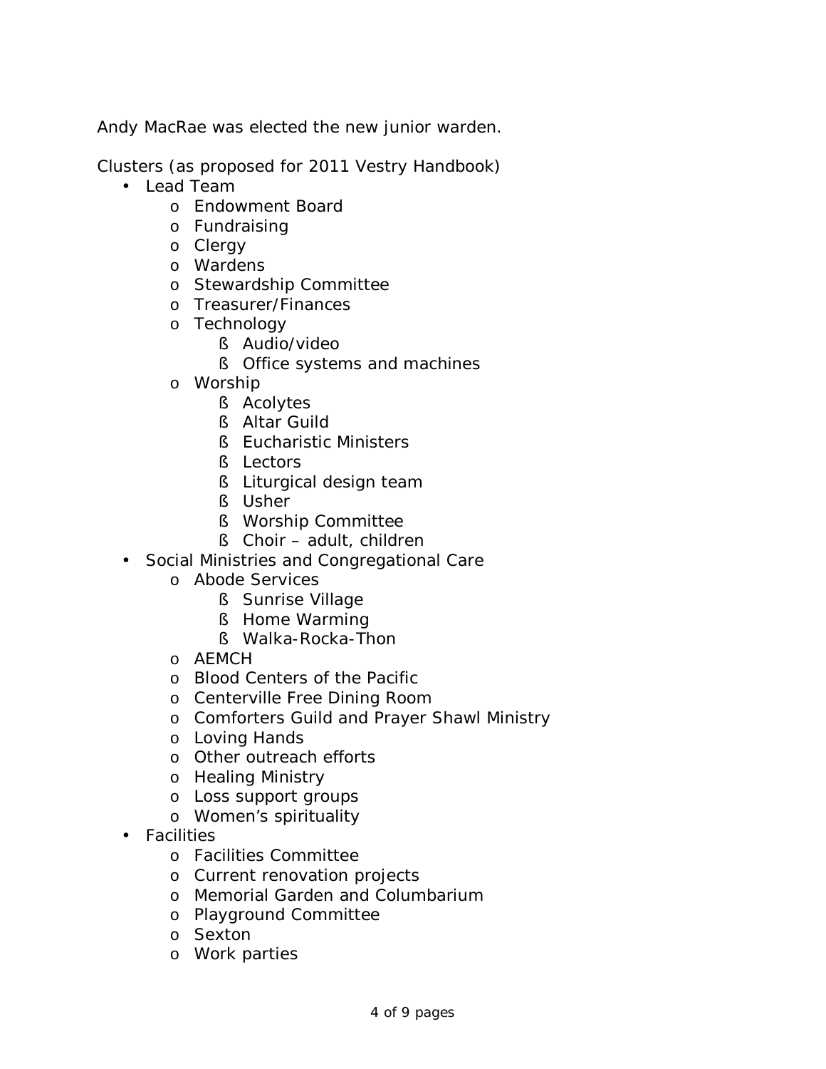Andy MacRae was elected the new junior warden.

Clusters (as proposed for 2011 Vestry Handbook)

- Lead Team
  - Endowment Board
  - Fundraising
  - Clergy
  - Wardens
  - Stewardship Committee
  - Treasurer/Finances
  - Technology
    - Audio/video
    - Office systems and machines
  - Worship
    - Acolytes
    - Altar Guild
    - Eucharistic Ministers
    - Lectors
    - Liturgical design team
    - Usher
    - Worship Committee
    - Choir – adult, children
- Social Ministries and Congregational Care
  - Abode Services
    - Sunrise Village
    - Home Warming
    - Walka-Rocka-Thon
  - AEMCH
  - Blood Centers of the Pacific
  - Centerville Free Dining Room
  - Comforters Guild and Prayer Shawl Ministry
  - Loving Hands
  - Other outreach efforts
  - Healing Ministry
  - Loss support groups
  - Women's spirituality
- Facilities
  - Facilities Committee
  - Current renovation projects
  - Memorial Garden and Columbarium
  - Playground Committee
  - Sexton
  - Work parties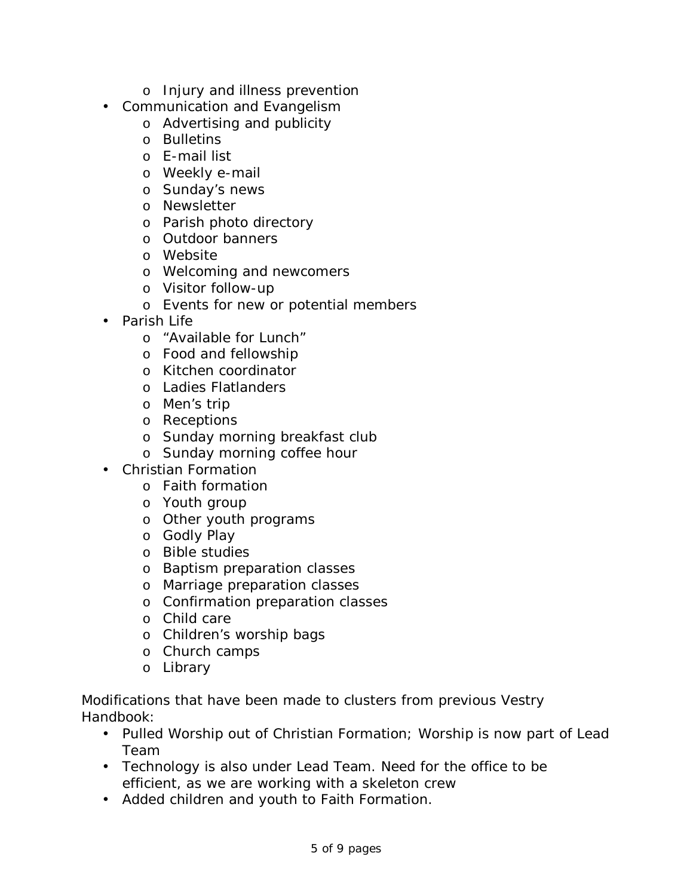- Injury and illness prevention
- Communication and Evangelism
   - Advertising and publicity
   - Bulletins
   - E-mail list
   - Weekly e-mail
   - Sunday's news
   - Newsletter
   - Parish photo directory
   - Outdoor banners
   - Website
   - Welcoming and newcomers
   - Visitor follow-up
   - Events for new or potential members
- Parish Life
   - "Available for Lunch"
   - Food and fellowship
   - Kitchen coordinator
   - Ladies Flatlanders
   - Men's trip
   - Receptions
   - Sunday morning breakfast club
   - Sunday morning coffee hour
- Christian Formation
   - Faith formation
   - Youth group
   - Other youth programs
   - Godly Play
   - Bible studies
   - Baptism preparation classes
   - Marriage preparation classes
   - Confirmation preparation classes
   - Child care
   - Children's worship bags
   - Church camps
   - Library

Modifications that have been made to clusters from previous Vestry Handbook:

- Pulled Worship out of Christian Formation; Worship is now part of Lead Team
- Technology is also under Lead Team. Need for the office to be efficient, as we are working with a skeleton crew
- Added children and youth to Faith Formation.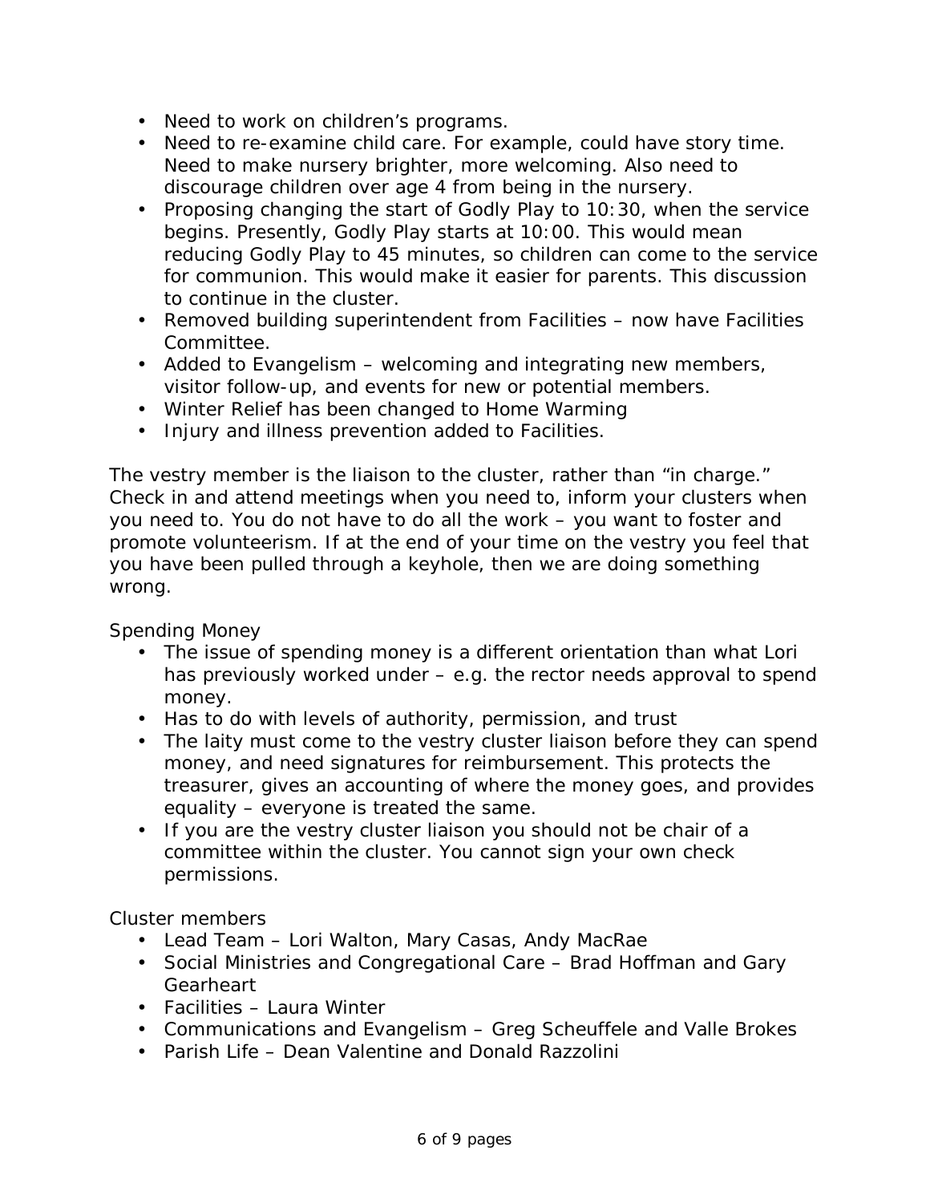- Need to work on children's programs.
- Need to re-examine child care. For example, could have story time. Need to make nursery brighter, more welcoming. Also need to discourage children over age 4 from being in the nursery.
- Proposing changing the start of Godly Play to 10:30, when the service begins. Presently, Godly Play starts at 10:00. This would mean reducing Godly Play to 45 minutes, so children can come to the service for communion. This would make it easier for parents. This discussion to continue in the cluster.
- Removed building superintendent from Facilities – now have Facilities Committee.
- Added to Evangelism – welcoming and integrating new members, visitor follow-up, and events for new or potential members.
- Winter Relief has been changed to Home Warming
- Injury and illness prevention added to Facilities.

The vestry member is the liaison to the cluster, rather than "in charge." Check in and attend meetings when you need to, inform your clusters when you need to. You do not have to do all the work – you want to foster and promote volunteerism. If at the end of your time on the vestry you feel that you have been pulled through a keyhole, then we are doing something wrong.

Spending Money

- The issue of spending money is a different orientation than what Lori has previously worked under – e.g. the rector needs approval to spend money.
- Has to do with levels of authority, permission, and trust
- The laity must come to the vestry cluster liaison before they can spend money, and need signatures for reimbursement. This protects the treasurer, gives an accounting of where the money goes, and provides equality – everyone is treated the same.
- If you are the vestry cluster liaison you should not be chair of a committee within the cluster. You cannot sign your own check permissions.

Cluster members

- Lead Team – Lori Walton, Mary Casas, Andy MacRae
- Social Ministries and Congregational Care – Brad Hoffman and Gary Gearheart
- Facilities – Laura Winter
- Communications and Evangelism – Greg Scheuffele and Valle Brokes
- Parish Life – Dean Valentine and Donald Razzolini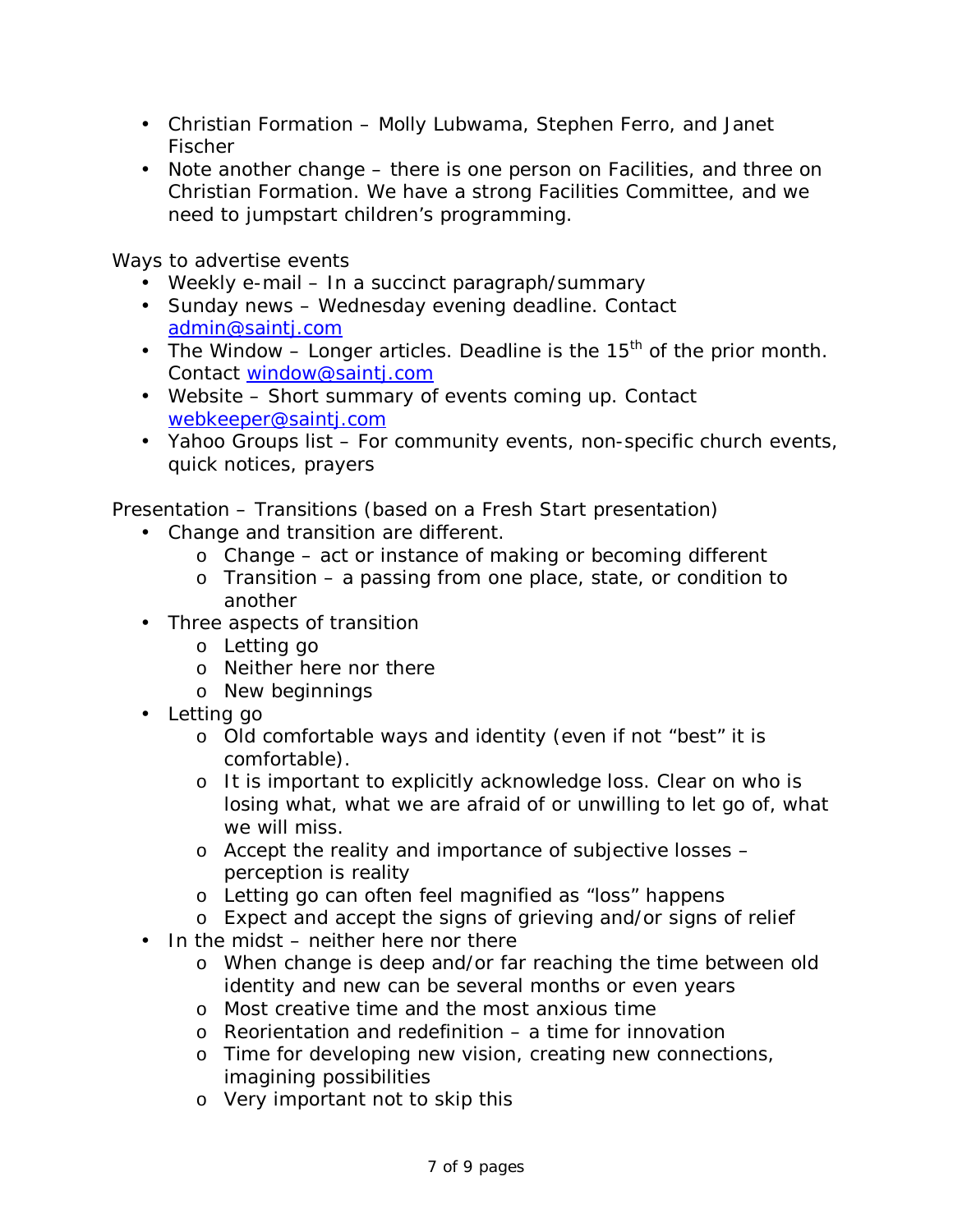- Christian Formation – Molly Lubwama, Stephen Ferro, and Janet Fischer
- Note another change – there is one person on Facilities, and three on Christian Formation. We have a strong Facilities Committee, and we need to jumpstart children's programming.

Ways to advertise events

- Weekly e-mail – In a succinct paragraph/summary
- Sunday news – Wednesday evening deadline. Contact admin@saintj.com
- The Window – Longer articles. Deadline is the 15th of the prior month. Contact window@saintj.com
- Website – Short summary of events coming up. Contact webkeeper@saintj.com
- Yahoo Groups list – For community events, non-specific church events, quick notices, prayers

Presentation – Transitions (based on a Fresh Start presentation)

- Change and transition are different.
  - Change – act or instance of making or becoming different
  - Transition – a passing from one place, state, or condition to another
- Three aspects of transition
  - Letting go
  - Neither here nor there
  - New beginnings
- Letting go
  - Old comfortable ways and identity (even if not "best" it is comfortable).
  - It is important to explicitly acknowledge loss. Clear on who is losing what, what we are afraid of or unwilling to let go of, what we will miss.
  - Accept the reality and importance of subjective losses – perception is reality
  - Letting go can often feel magnified as "loss" happens
  - Expect and accept the signs of grieving and/or signs of relief
- In the midst – neither here nor there
  - When change is deep and/or far reaching the time between old identity and new can be several months or even years
  - Most creative time and the most anxious time
  - Reorientation and redefinition – a time for innovation
  - Time for developing new vision, creating new connections, imagining possibilities
  - Very important not to skip this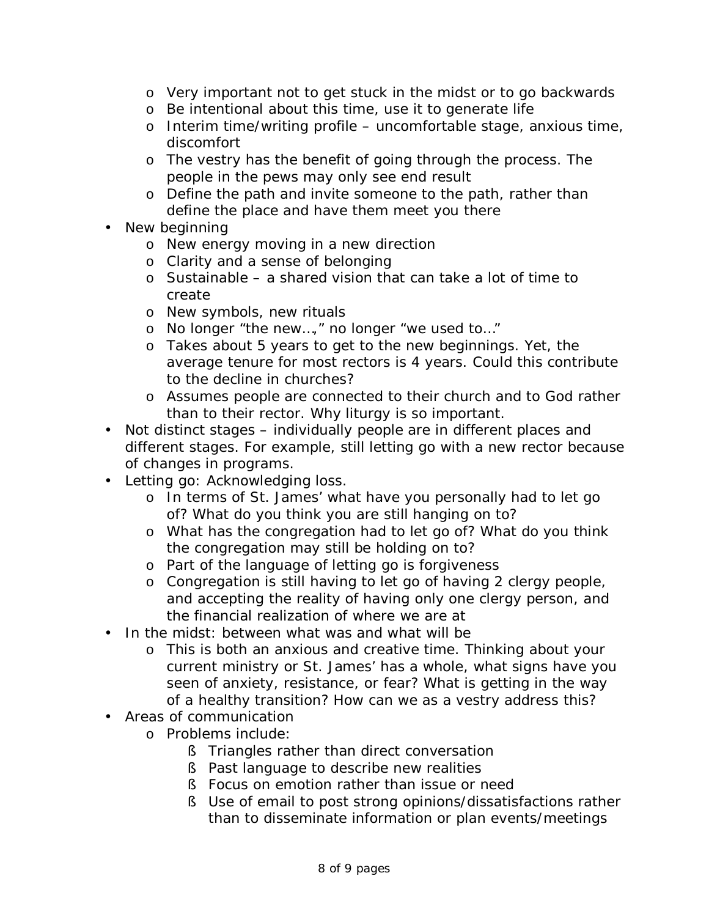- Very important not to get stuck in the midst or to go backwards
  - Be intentional about this time, use it to generate life
  - Interim time/writing profile – uncomfortable stage, anxious time, discomfort
  - The vestry has the benefit of going through the process. The people in the pews may only see end result
  - Define the path and invite someone to the path, rather than define the place and have them meet you there
- New beginning
  - New energy moving in a new direction
  - Clarity and a sense of belonging
  - Sustainable – a shared vision that can take a lot of time to create
  - New symbols, new rituals
  - No longer "the new…," no longer "we used to…"
  - Takes about 5 years to get to the new beginnings. Yet, the average tenure for most rectors is 4 years. Could this contribute to the decline in churches?
  - Assumes people are connected to their church and to God rather than to their rector. Why liturgy is so important.
- Not distinct stages – individually people are in different places and different stages. For example, still letting go with a new rector because of changes in programs.
- Letting go: Acknowledging loss.
  - In terms of St. James' what have you personally had to let go of? What do you think you are still hanging on to?
  - What has the congregation had to let go of? What do you think the congregation may still be holding on to?
  - Part of the language of letting go is forgiveness
  - Congregation is still having to let go of having 2 clergy people, and accepting the reality of having only one clergy person, and the financial realization of where we are at
- In the midst: between what was and what will be
  - This is both an anxious and creative time. Thinking about your current ministry or St. James' has a whole, what signs have you seen of anxiety, resistance, or fear? What is getting in the way of a healthy transition? How can we as a vestry address this?
- Areas of communication
  - Problems include:
    - Triangles rather than direct conversation
    - Past language to describe new realities
    - Focus on emotion rather than issue or need
    - Use of email to post strong opinions/dissatisfactions rather than to disseminate information or plan events/meetings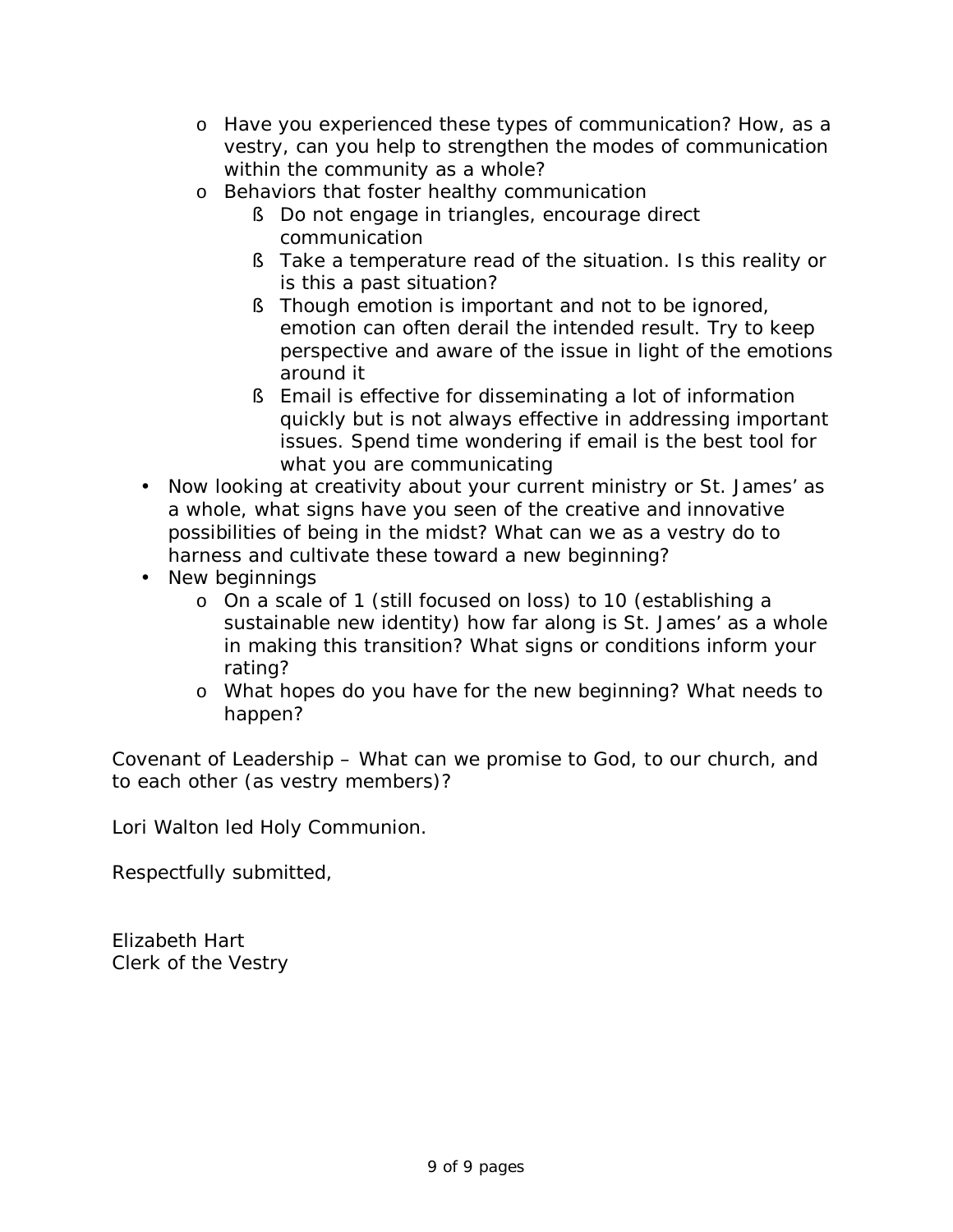- Have you experienced these types of communication? How, as a vestry, can you help to strengthen the modes of communication within the community as a whole?
    - Behaviors that foster healthy communication
        - Do not engage in triangles, encourage direct communication
        - Take a temperature read of the situation. Is this reality or is this a past situation?
        - Though emotion is important and not to be ignored, emotion can often derail the intended result. Try to keep perspective and aware of the issue in light of the emotions around it
        - Email is effective for disseminating a lot of information quickly but is not always effective in addressing important issues. Spend time wondering if email is the best tool for what you are communicating
- Now looking at creativity about your current ministry or St. James' as a whole, what signs have you seen of the creative and innovative possibilities of being in the midst? What can we as a vestry do to harness and cultivate these toward a new beginning?
- New beginnings
    - On a scale of 1 (still focused on loss) to 10 (establishing a sustainable new identity) how far along is St. James' as a whole in making this transition? What signs or conditions inform your rating?
    - What hopes do you have for the new beginning? What needs to happen?

Covenant of Leadership – What can we promise to God, to our church, and to each other (as vestry members)?

Lori Walton led Holy Communion.

Respectfully submitted,

Elizabeth Hart
Clerk of the Vestry